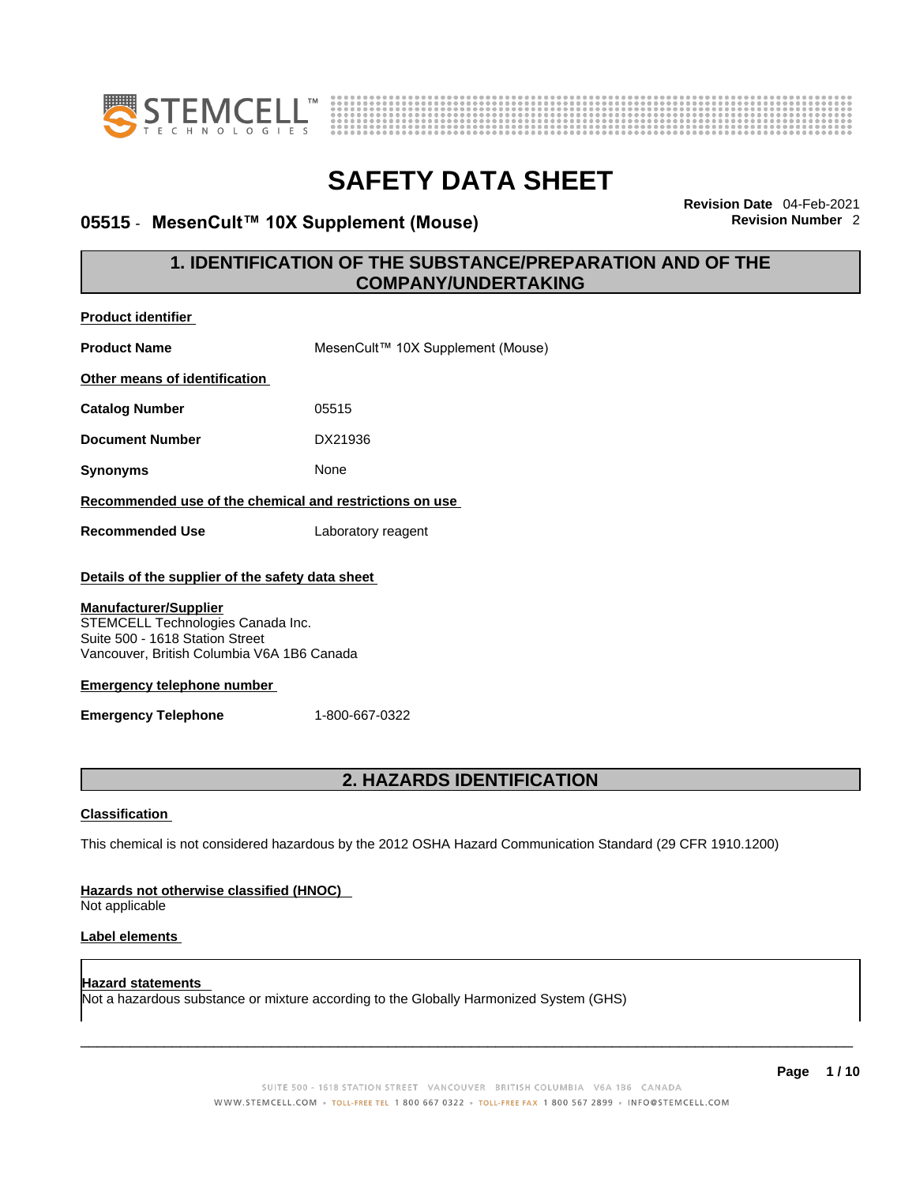# SAFETY DATA SHEET

**05515 - MesenCult™ 10X Supplement (Mouse)**

**Revision Date** 04-Feb-2021
**Revision Number** 2

## 1. IDENTIFICATION OF THE SUBSTANCE/PREPARATION AND OF THE COMPANY/UNDERTAKING

**Product identifier**

**Product Name** MesenCult™ 10X Supplement (Mouse)

**Other means of identification**

**Catalog Number** 05515

**Document Number** DX21936

**Synonyms** None

**Recommended use of the chemical and restrictions on use**

**Recommended Use** Laboratory reagent

**Details of the supplier of the safety data sheet**

**Manufacturer/Supplier**
STEMCELL Technologies Canada Inc.
Suite 500 - 1618 Station Street
Vancouver, British Columbia V6A 1B6 Canada

**Emergency telephone number**

**Emergency Telephone** 1-800-667-0322

## 2. HAZARDS IDENTIFICATION

**Classification**

This chemical is not considered hazardous by the 2012 OSHA Hazard Communication Standard (29 CFR 1910.1200)

**Hazards not otherwise classified (HNOC)**
Not applicable

**Label elements**

**Hazard statements**
Not a hazardous substance or mixture according to the Globally Harmonized System (GHS)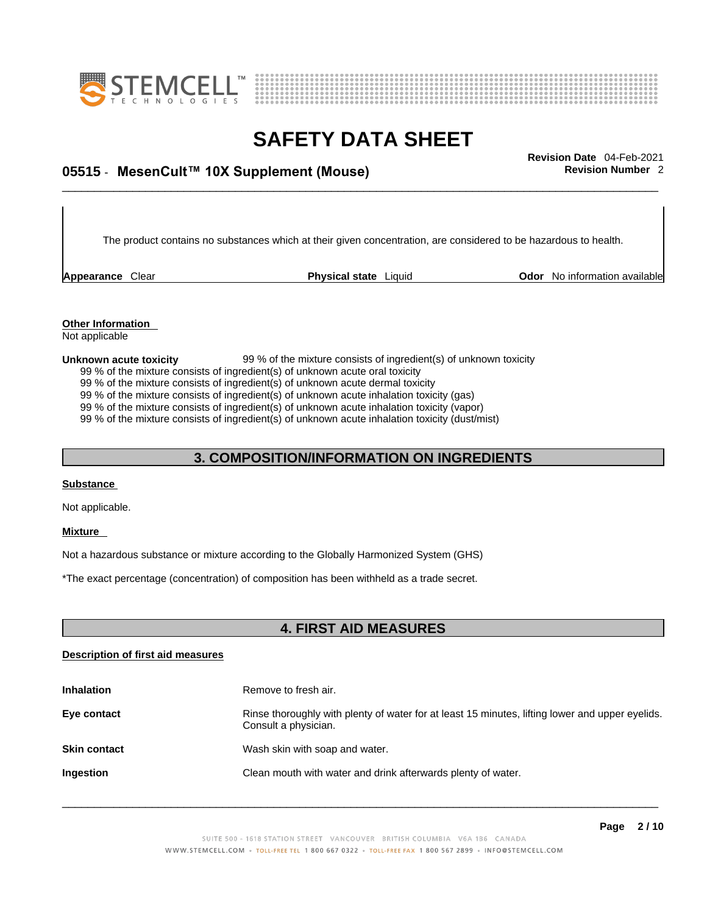The product contains no substances which at their given concentration, are considered to be hazardous to health.

**Appearance** Clear **Physical state** Liquid **Odor** No information available

**Other Information**
Not applicable

**Unknown acute toxicity** 99 % of the mixture consists of ingredient(s) of unknown toxicity
99 % of the mixture consists of ingredient(s) of unknown acute oral toxicity
99 % of the mixture consists of ingredient(s) of unknown acute dermal toxicity
99 % of the mixture consists of ingredient(s) of unknown acute inhalation toxicity (gas)
99 % of the mixture consists of ingredient(s) of unknown acute inhalation toxicity (vapor)
99 % of the mixture consists of ingredient(s) of unknown acute inhalation toxicity (dust/mist)

## 3. COMPOSITION/INFORMATION ON INGREDIENTS

**Substance**

Not applicable.

**Mixture**

Not a hazardous substance or mixture according to the Globally Harmonized System (GHS)

*The exact percentage (concentration) of composition has been withheld as a trade secret.

## 4. FIRST AID MEASURES

**Description of first aid measures**

**Inhalation** Remove to fresh air.

**Eye contact** Rinse thoroughly with plenty of water for at least 15 minutes, lifting lower and upper eyelids. Consult a physician.

**Skin contact** Wash skin with soap and water.

**Ingestion** Clean mouth with water and drink afterwards plenty of water.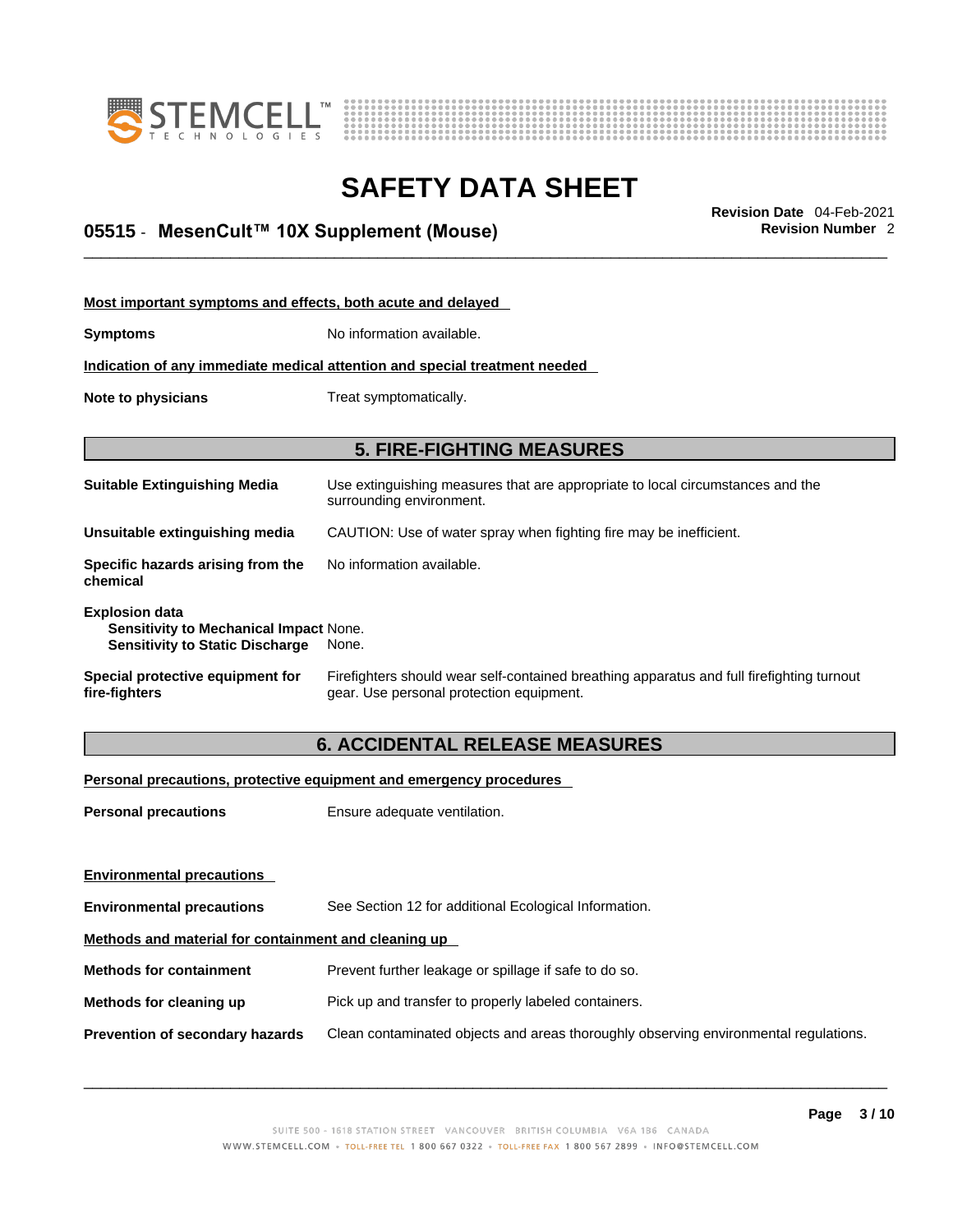**Most important symptoms and effects, both acute and delayed**

**Symptoms** No information available.

**Indication of any immediate medical attention and special treatment needed**

**Note to physicians** Treat symptomatically.

## 5. FIRE-FIGHTING MEASURES

**Suitable Extinguishing Media** Use extinguishing measures that are appropriate to local circumstances and the surrounding environment.

**Unsuitable extinguishing media** CAUTION: Use of water spray when fighting fire may be inefficient.

**Specific hazards arising from the chemical** No information available.

**Explosion data**
- **Sensitivity to Mechanical Impact** None.
- **Sensitivity to Static Discharge** None.

**Special protective equipment for fire-fighters** Firefighters should wear self-contained breathing apparatus and full firefighting turnout gear. Use personal protection equipment.

## 6. ACCIDENTAL RELEASE MEASURES

**Personal precautions, protective equipment and emergency procedures**

**Personal precautions** Ensure adequate ventilation.

**Environmental precautions**

**Environmental precautions** See Section 12 for additional Ecological Information.

**Methods and material for containment and cleaning up**

**Methods for containment** Prevent further leakage or spillage if safe to do so.

**Methods for cleaning up** Pick up and transfer to properly labeled containers.

**Prevention of secondary hazards** Clean contaminated objects and areas thoroughly observing environmental regulations.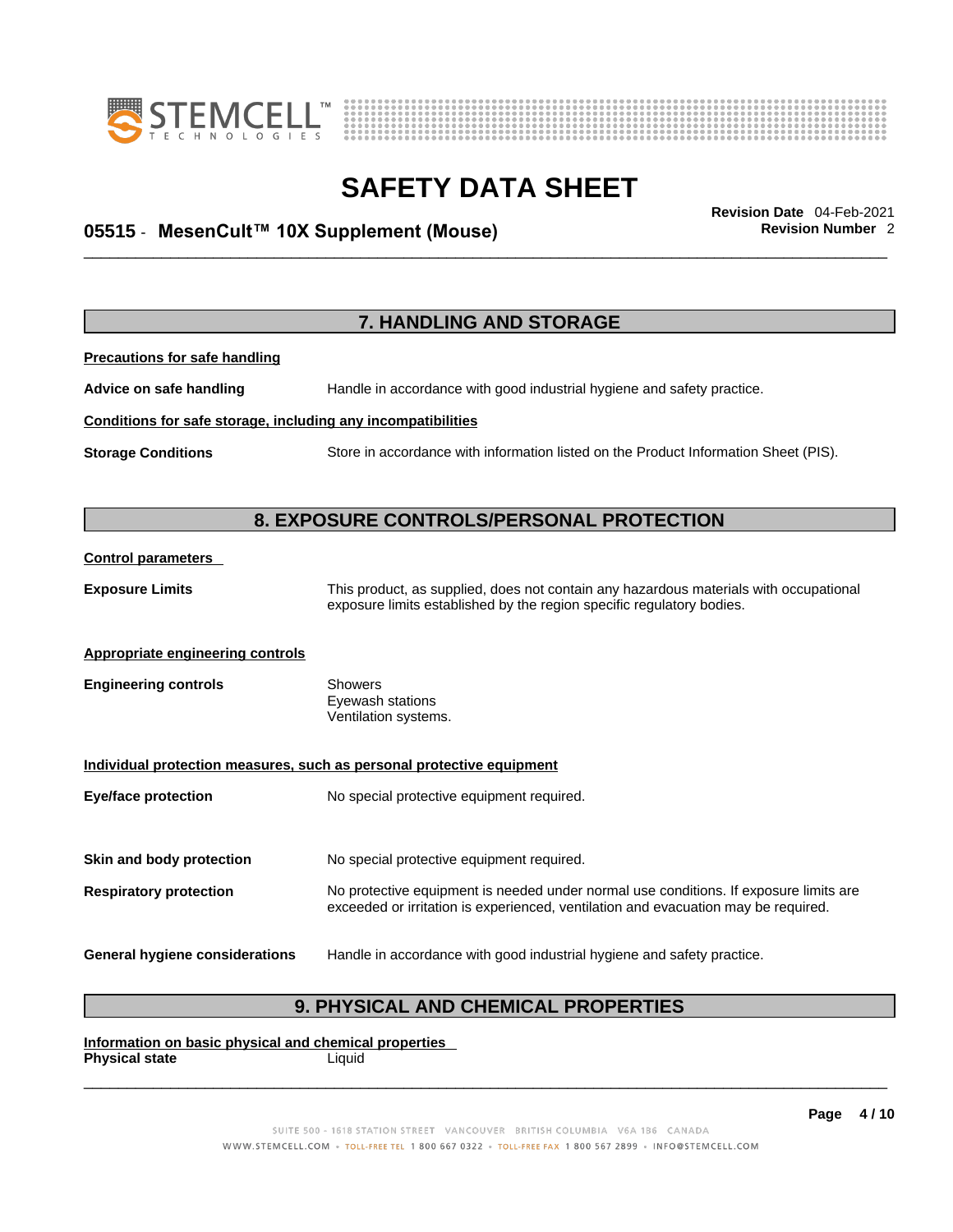## 7. HANDLING AND STORAGE

**Precautions for safe handling**

**Advice on safe handling** Handle in accordance with good industrial hygiene and safety practice.

**Conditions for safe storage, including any incompatibilities**

**Storage Conditions** Store in accordance with information listed on the Product Information Sheet (PIS).

## 8. EXPOSURE CONTROLS/PERSONAL PROTECTION

**Control parameters**

**Exposure Limits** This product, as supplied, does not contain any hazardous materials with occupational exposure limits established by the region specific regulatory bodies.

**Appropriate engineering controls**

**Engineering controls** Showers
Eyewash stations
Ventilation systems.

**Individual protection measures, such as personal protective equipment**

**Eye/face protection** No special protective equipment required.

**Skin and body protection** No special protective equipment required.

**Respiratory protection** No protective equipment is needed under normal use conditions. If exposure limits are exceeded or irritation is experienced, ventilation and evacuation may be required.

**General hygiene considerations** Handle in accordance with good industrial hygiene and safety practice.

## 9. PHYSICAL AND CHEMICAL PROPERTIES

**Information on basic physical and chemical properties**

**Physical state** Liquid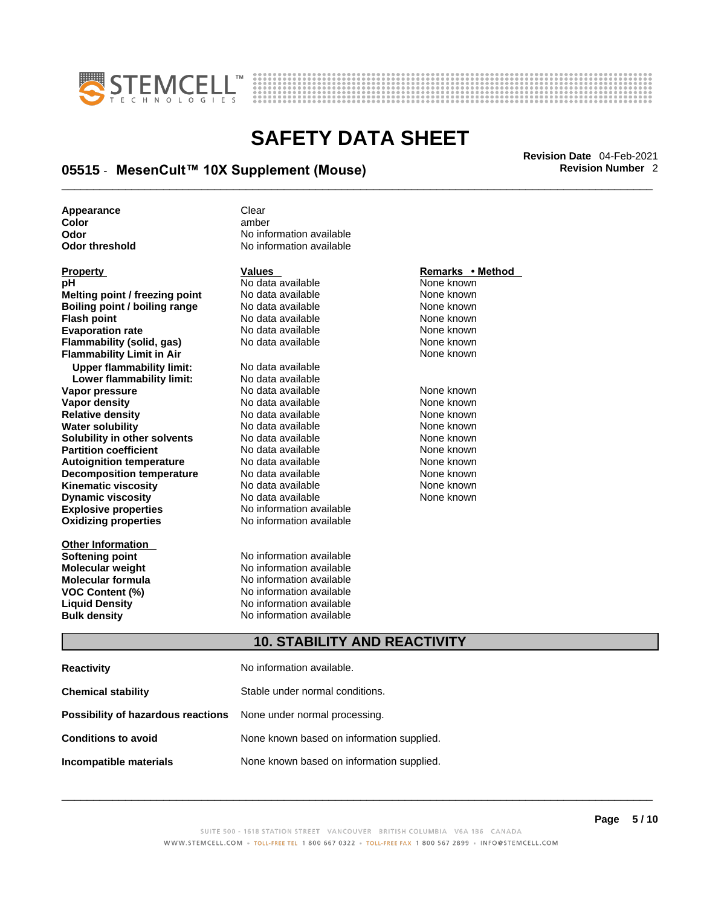| | |
|---|---|
| **Appearance** | Clear |
| **Color** | amber |
| **Odor** | No information available |
| **Odor threshold** | No information available |

| **Property** | **Values** | **Remarks • Method** |
|---|---|---|
| **pH** | No data available | None known |
| **Melting point / freezing point** | No data available | None known |
| **Boiling point / boiling range** | No data available | None known |
| **Flash point** | No data available | None known |
| **Evaporation rate** | No data available | None known |
| **Flammability (solid, gas)** | No data available | None known |
| **Flammability Limit in Air** | | None known |
| **Upper flammability limit:** | No data available | |
| **Lower flammability limit:** | No data available | |
| **Vapor pressure** | No data available | None known |
| **Vapor density** | No data available | None known |
| **Relative density** | No data available | None known |
| **Water solubility** | No data available | None known |
| **Solubility in other solvents** | No data available | None known |
| **Partition coefficient** | No data available | None known |
| **Autoignition temperature** | No data available | None known |
| **Decomposition temperature** | No data available | None known |
| **Kinematic viscosity** | No data available | None known |
| **Dynamic viscosity** | No data available | None known |
| **Explosive properties** | No information available | |
| **Oxidizing properties** | No information available | |

| **Other Information** | |
|---|---|
| **Softening point** | No information available |
| **Molecular weight** | No information available |
| **Molecular formula** | No information available |
| **VOC Content (%)** | No information available |
| **Liquid Density** | No information available |
| **Bulk density** | No information available |

## 10. STABILITY AND REACTIVITY

| | |
|---|---|
| **Reactivity** | No information available. |
| **Chemical stability** | Stable under normal conditions. |
| **Possibility of hazardous reactions** | None under normal processing. |
| **Conditions to avoid** | None known based on information supplied. |
| **Incompatible materials** | None known based on information supplied. |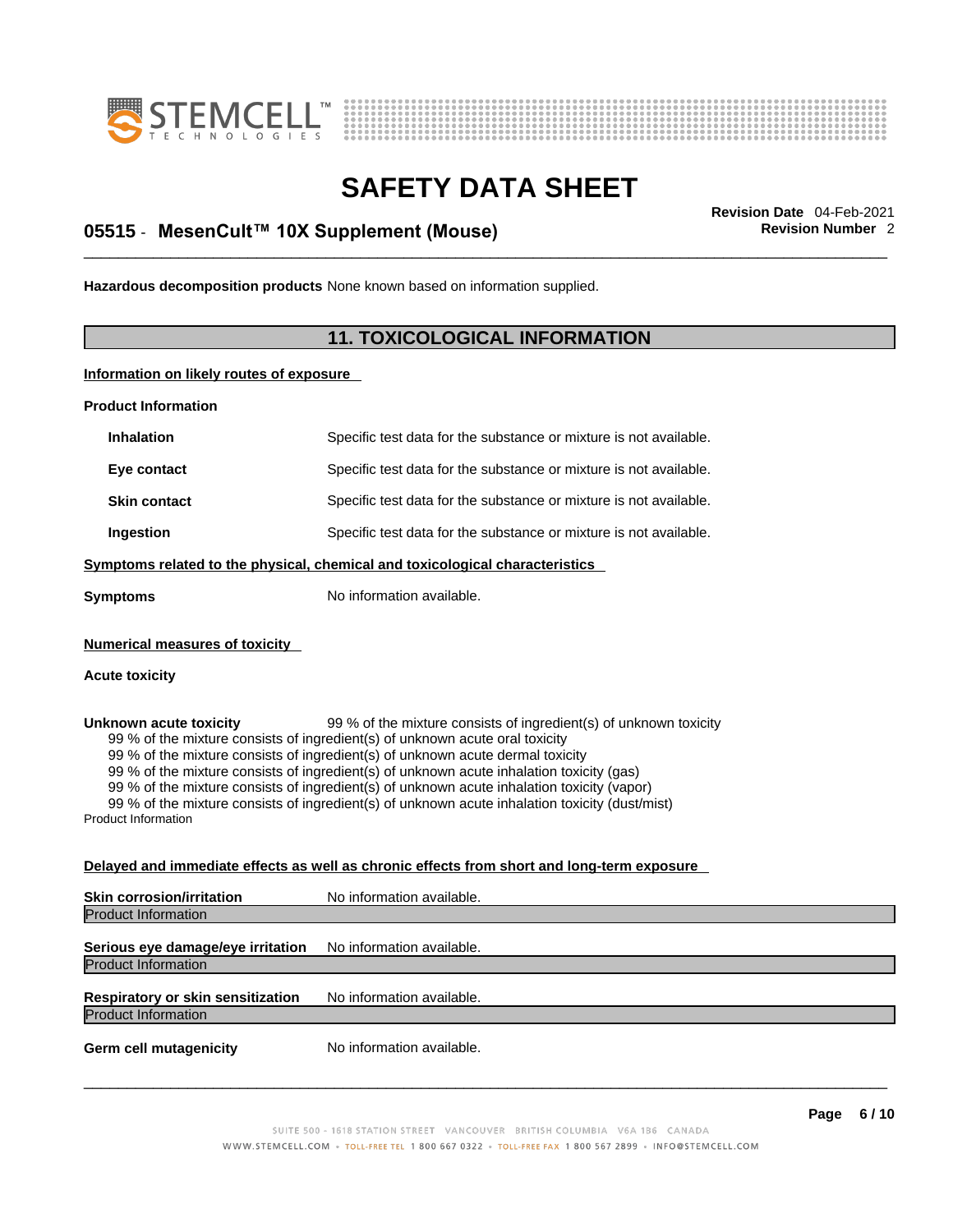**Hazardous decomposition products** None known based on information supplied.

## 11. TOXICOLOGICAL INFORMATION

**Information on likely routes of exposure**

**Product Information**

| | |
|---|---|
| **Inhalation** | Specific test data for the substance or mixture is not available. |
| **Eye contact** | Specific test data for the substance or mixture is not available. |
| **Skin contact** | Specific test data for the substance or mixture is not available. |
| **Ingestion** | Specific test data for the substance or mixture is not available. |

**Symptoms related to the physical, chemical and toxicological characteristics**

**Symptoms** No information available.

**Numerical measures of toxicity**

**Acute toxicity**

**Unknown acute toxicity** 99 % of the mixture consists of ingredient(s) of unknown toxicity

99 % of the mixture consists of ingredient(s) of unknown acute oral toxicity
99 % of the mixture consists of ingredient(s) of unknown acute dermal toxicity
99 % of the mixture consists of ingredient(s) of unknown acute inhalation toxicity (gas)
99 % of the mixture consists of ingredient(s) of unknown acute inhalation toxicity (vapor)
99 % of the mixture consists of ingredient(s) of unknown acute inhalation toxicity (dust/mist)

Product Information

**Delayed and immediate effects as well as chronic effects from short and long-term exposure**

**Skin corrosion/irritation** No information available.

Product Information

**Serious eye damage/eye irritation** No information available.

Product Information

**Respiratory or skin sensitization** No information available.

Product Information

**Germ cell mutagenicity** No information available.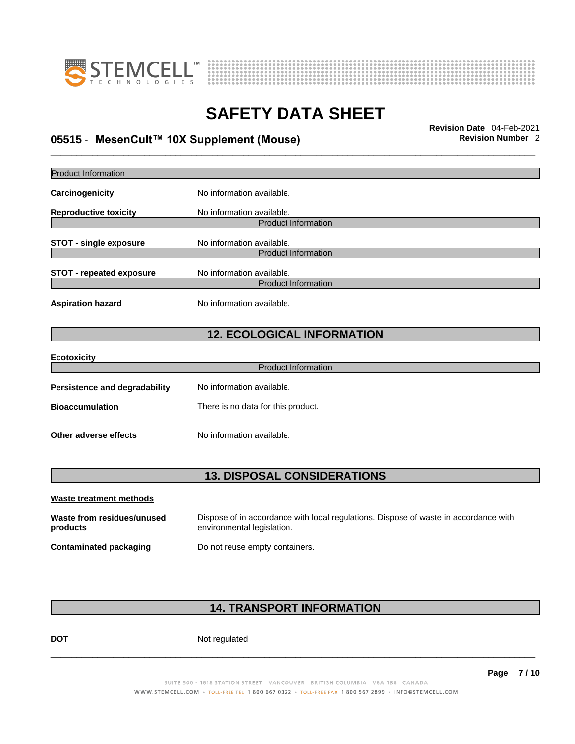Product Information

**Carcinogenicity** No information available.

**Reproductive toxicity** No information available.

Product Information

**STOT - single exposure** No information available.

Product Information

**STOT - repeated exposure** No information available.

Product Information

**Aspiration hazard** No information available.

## 12. ECOLOGICAL INFORMATION

**Ecotoxicity**

Product Information

**Persistence and degradability** No information available.

**Bioaccumulation** There is no data for this product.

**Other adverse effects** No information available.

## 13. DISPOSAL CONSIDERATIONS

**Waste treatment methods**

**Waste from residues/unused products** Dispose of in accordance with local regulations. Dispose of waste in accordance with environmental legislation.

**Contaminated packaging** Do not reuse empty containers.

## 14. TRANSPORT INFORMATION

**DOT** Not regulated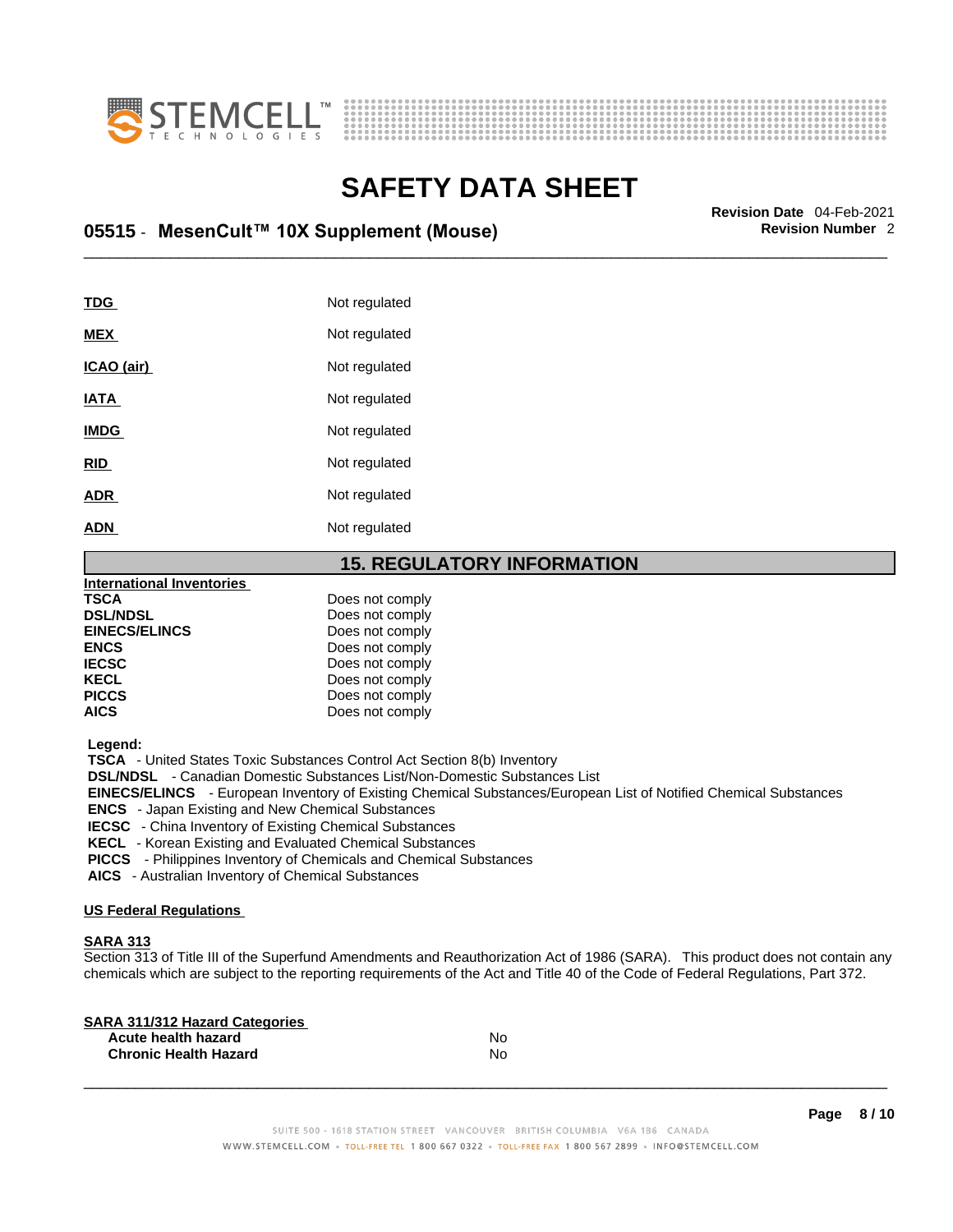| | |
|---|---|
| **TDG** | Not regulated |
| **MEX** | Not regulated |
| **ICAO (air)** | Not regulated |
| **IATA** | Not regulated |
| **IMDG** | Not regulated |
| **RID** | Not regulated |
| **ADR** | Not regulated |
| **ADN** | Not regulated |

## 15. REGULATORY INFORMATION

**International Inventories**

| | |
|---|---|
| **TSCA** | Does not comply |
| **DSL/NDSL** | Does not comply |
| **EINECS/ELINCS** | Does not comply |
| **ENCS** | Does not comply |
| **IECSC** | Does not comply |
| **KECL** | Does not comply |
| **PICCS** | Does not comply |
| **AICS** | Does not comply |

**Legend:**

**TSCA** - United States Toxic Substances Control Act Section 8(b) Inventory
**DSL/NDSL** - Canadian Domestic Substances List/Non-Domestic Substances List
**EINECS/ELINCS** - European Inventory of Existing Chemical Substances/European List of Notified Chemical Substances
**ENCS** - Japan Existing and New Chemical Substances
**IECSC** - China Inventory of Existing Chemical Substances
**KECL** - Korean Existing and Evaluated Chemical Substances
**PICCS** - Philippines Inventory of Chemicals and Chemical Substances
**AICS** - Australian Inventory of Chemical Substances

**US Federal Regulations**

**SARA 313**

Section 313 of Title III of the Superfund Amendments and Reauthorization Act of 1986 (SARA). This product does not contain any chemicals which are subject to the reporting requirements of the Act and Title 40 of the Code of Federal Regulations, Part 372.

**SARA 311/312 Hazard Categories**

| | |
|---|---|
| **Acute health hazard** | No |
| **Chronic Health Hazard** | No |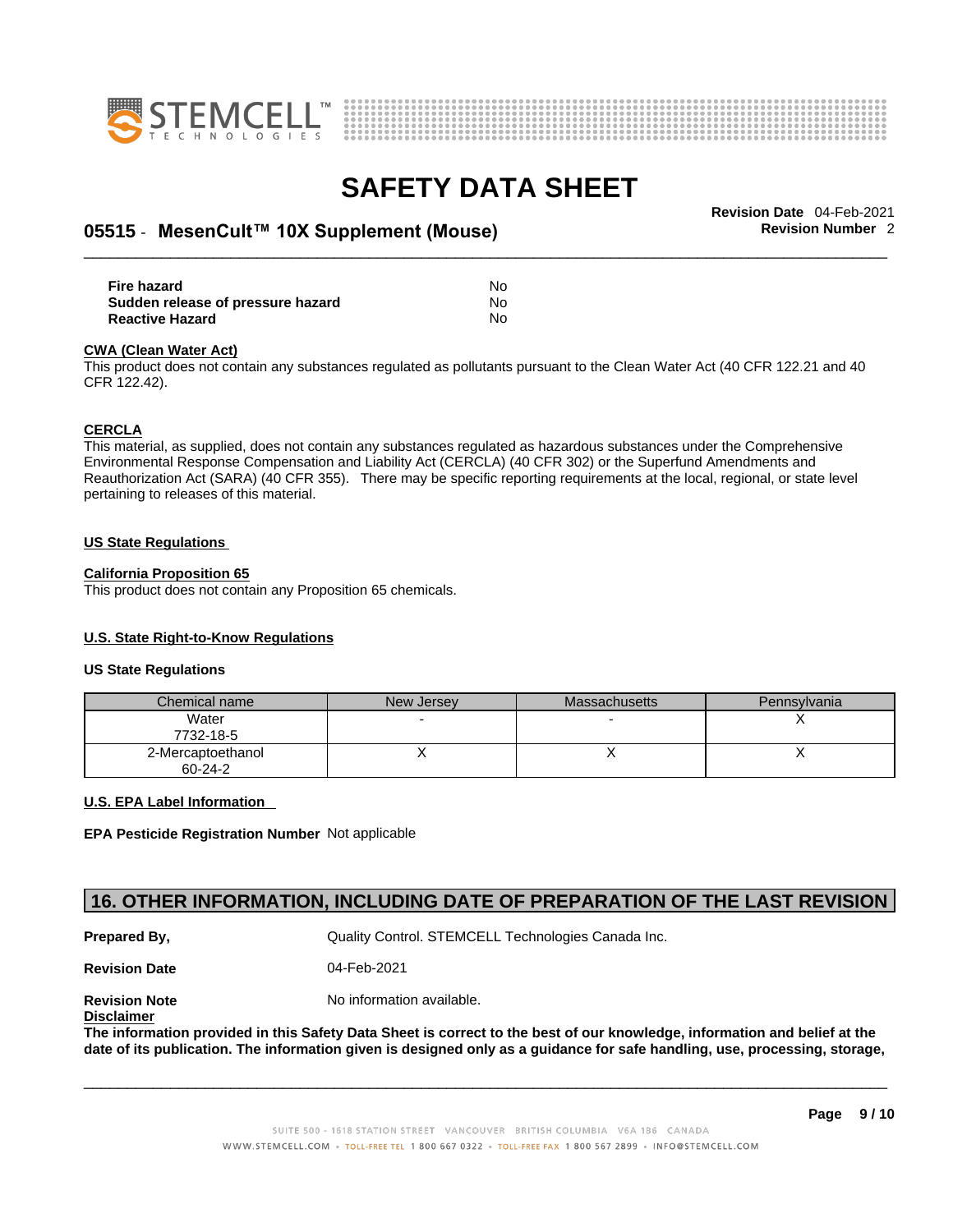| | |
|---|---|
| **Fire hazard** | No |
| **Sudden release of pressure hazard** | No |
| **Reactive Hazard** | No |

**CWA (Clean Water Act)**

This product does not contain any substances regulated as pollutants pursuant to the Clean Water Act (40 CFR 122.21 and 40 CFR 122.42).

**CERCLA**

This material, as supplied, does not contain any substances regulated as hazardous substances under the Comprehensive Environmental Response Compensation and Liability Act (CERCLA) (40 CFR 302) or the Superfund Amendments and Reauthorization Act (SARA) (40 CFR 355). There may be specific reporting requirements at the local, regional, or state level pertaining to releases of this material.

**US State Regulations**

**California Proposition 65**

This product does not contain any Proposition 65 chemicals.

**U.S. State Right-to-Know Regulations**

**US State Regulations**

| Chemical name | New Jersey | Massachusetts | Pennsylvania |
|---|---|---|---|
| Water<br>7732-18-5 | - | - | X |
| 2-Mercaptoethanol<br>60-24-2 | X | X | X |

**U.S. EPA Label Information**

**EPA Pesticide Registration Number** Not applicable

## 16. OTHER INFORMATION, INCLUDING DATE OF PREPARATION OF THE LAST REVISION

| | |
|---|---|
| **Prepared By,** | Quality Control. STEMCELL Technologies Canada Inc. |
| **Revision Date** | 04-Feb-2021 |
| **Revision Note** | No information available. |

**Disclaimer**

**The information provided in this Safety Data Sheet is correct to the best of our knowledge, information and belief at the date of its publication. The information given is designed only as a guidance for safe handling, use, processing, storage,**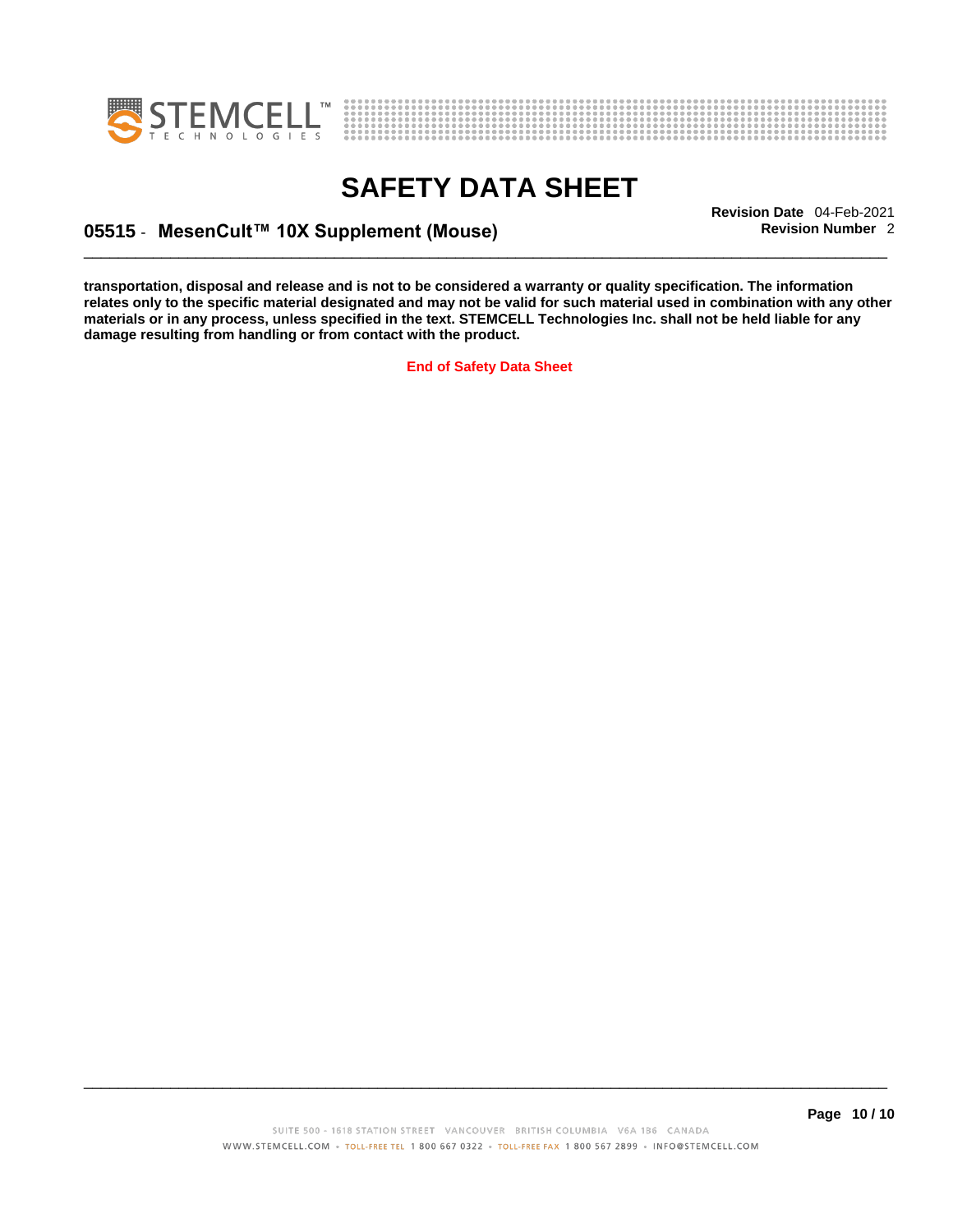**transportation, disposal and release and is not to be considered a warranty or quality specification. The information relates only to the specific material designated and may not be valid for such material used in combination with any other materials or in any process, unless specified in the text. STEMCELL Technologies Inc. shall not be held liable for any damage resulting from handling or from contact with the product.**

**End of Safety Data Sheet**